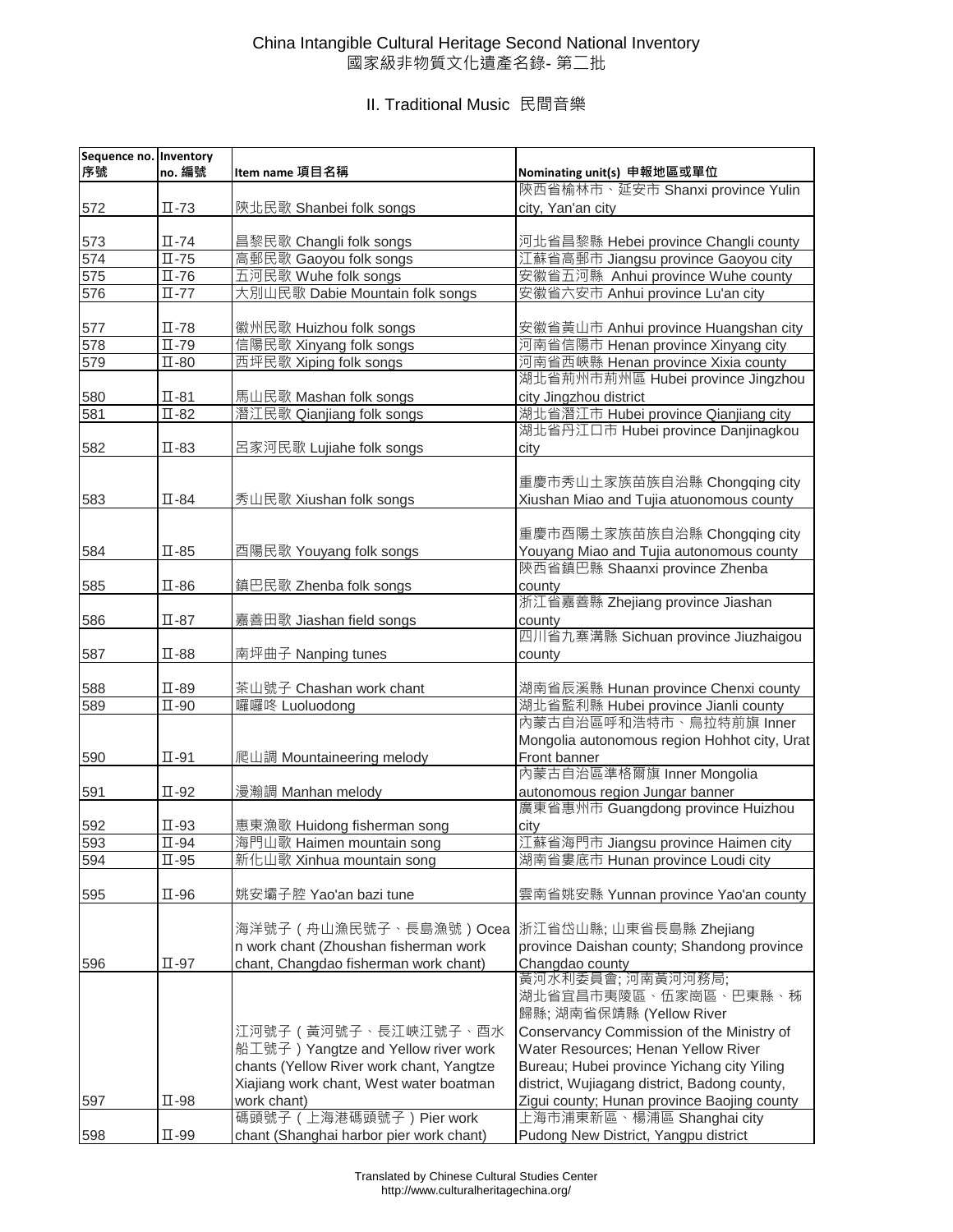# China Intangible Cultural Heritage Second National Inventory
# 國家級非物質文化遺產名錄- 第二批

## II. Traditional Music 民間音樂

| Sequence no. 序號 | Inventory no. 編號 | Item name 項目名稱 | Nominating unit(s) 申報地區或單位 |
|---|---|---|---|
| 572 | Ⅱ-73 | 陝北民歌 Shanbei folk songs | 陝西省榆林市、延安市 Shanxi province Yulin city, Yan'an city |
| 573 | Ⅱ-74 | 昌黎民歌 Changli folk songs | 河北省昌黎縣 Hebei province Changli county |
| 574 | Ⅱ-75 | 高郵民歌 Gaoyou folk songs | 江蘇省高郵市 Jiangsu province Gaoyou city |
| 575 | Ⅱ-76 | 五河民歌 Wuhe folk songs | 安徽省五河縣 Anhui province Wuhe county |
| 576 | Ⅱ-77 | 大別山民歌 Dabie Mountain folk songs | 安徽省六安市 Anhui province Lu'an city |
| 577 | Ⅱ-78 | 徽州民歌 Huizhou folk songs | 安徽省黃山市 Anhui province Huangshan city |
| 578 | Ⅱ-79 | 信陽民歌 Xinyang folk songs | 河南省信陽市 Henan province Xinyang city |
| 579 | Ⅱ-80 | 西坪民歌 Xiping folk songs | 河南省西峽縣 Henan province Xixia county |
| 580 | Ⅱ-81 | 馬山民歌 Mashan folk songs | 湖北省荊州市荊州區 Hubei province Jingzhou city Jingzhou district |
| 581 | Ⅱ-82 | 潛江民歌 Qianjiang folk songs | 湖北省潛江市 Hubei province Qianjiang city |
| 582 | Ⅱ-83 | 呂家河民歌 Lujiahe folk songs | 湖北省丹江口市 Hubei province Danjinagkou city |
| 583 | Ⅱ-84 | 秀山民歌 Xiushan folk songs | 重慶市秀山土家族苗族自治縣 Chongqing city Xiushan Miao and Tujia atuonomous county |
| 584 | Ⅱ-85 | 酉陽民歌 Youyang folk songs | 重慶市酉陽土家族苗族自治縣 Chongqing city Youyang Miao and Tujia autonomous county |
| 585 | Ⅱ-86 | 鎮巴民歌 Zhenba folk songs | 陝西省鎮巴縣 Shaanxi province Zhenba county |
| 586 | Ⅱ-87 | 嘉善田歌 Jiashan field songs | 浙江省嘉善縣 Zhejiang province Jiashan county |
| 587 | Ⅱ-88 | 南坪曲子 Nanping tunes | 四川省九寨溝縣 Sichuan province Jiuzhaigou county |
| 588 | Ⅱ-89 | 茶山號子 Chashan work chant | 湖南省辰溪縣 Hunan province Chenxi county |
| 589 | Ⅱ-90 | 囉囉咚 Luoluodong | 湖北省監利縣 Hubei province Jianli county |
| 590 | Ⅱ-91 | 爬山調 Mountaineering melody | 內蒙古自治區呼和浩特市、烏拉特前旗 Inner Mongolia autonomous region Hohhot city, Urat Front banner |
| 591 | Ⅱ-92 | 漫瀚調 Manhan melody | 內蒙古自治區準格爾旗 Inner Mongolia autonomous region Jungar banner |
| 592 | Ⅱ-93 | 惠東漁歌 Huidong fisherman song | 廣東省惠州市 Guangdong province Huizhou city |
| 593 | Ⅱ-94 | 海門山歌 Haimen mountain song | 江蘇省海門市 Jiangsu province Haimen city |
| 594 | Ⅱ-95 | 新化山歌 Xinhua mountain song | 湖南省婁底市 Hunan province Loudi city |
| 595 | Ⅱ-96 | 姚安壩子腔 Yao'an bazi tune | 雲南省姚安縣 Yunnan province Yao'an county |
| 596 | Ⅱ-97 | 海洋號子（舟山漁民號子、長島漁號）Ocean work chant (Zhoushan fisherman work chant, Changdao fisherman work chant) | 浙江省岱山縣; 山東省長島縣 Zhejiang province Daishan county; Shandong province Changdao county |
| 597 | Ⅱ-98 | 江河號子（黃河號子、長江峽江號子、酉水船工號子）Yangtze and Yellow river work chants (Yellow River work chant, Yangtze Xiajiang work chant, West water boatman work chant) | 黃河水利委員會; 河南黃河河務局; 湖北省宜昌市夷陵區、伍家崗區、巴東縣、秭歸縣; 湖南省保靖縣 (Yellow River Conservancy Commission of the Ministry of Water Resources; Henan Yellow River Bureau; Hubei province Yichang city Yiling district, Wujiagang district, Badong county, Zigui county; Hunan province Baojing county |
| 598 | Ⅱ-99 | 碼頭號子（上海港碼頭號子）Pier work chant (Shanghai harbor pier work chant) | 上海市浦東新區、楊浦區 Shanghai city Pudong New District, Yangpu district |

Translated by Chinese Cultural Studies Center
http://www.culturalheritagechina.org/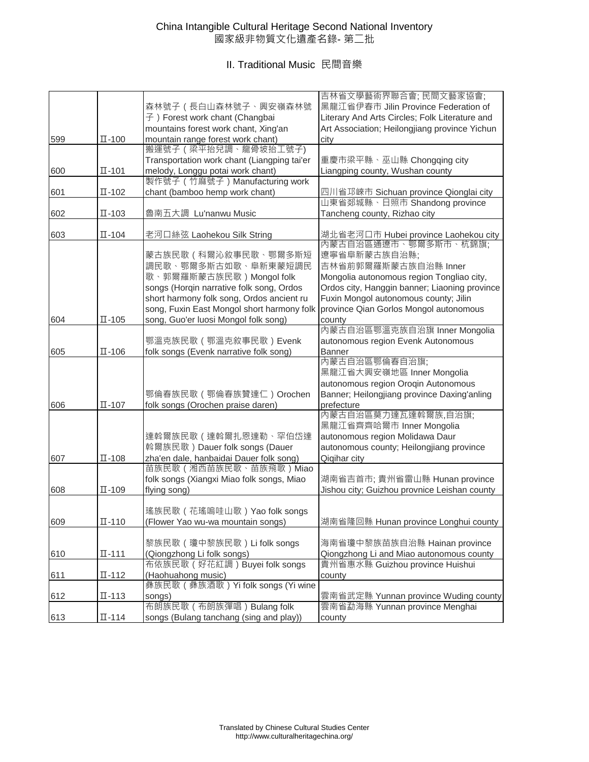# China Intangible Cultural Heritage Second National Inventory
# 國家級非物質文化遺產名錄- 第二批

## II. Traditional Music 民間音樂

| | | | |
|---|---|---|---|
| 599 | Ⅱ-100 | 森林號子（長白山森林號子、興安嶺森林號子）Forest work chant (Changbai mountains forest work chant, Xing'an mountain range forest work chant) | 吉林省文學藝術界聯合會; 民間文藝家協會; 黑龍江省伊春市 Jilin Province Federation of Literary And Arts Circles; Folk Literature and Art Association; Heilongjiang province Yichun city |
| 600 | Ⅱ-101 | 搬運號子（梁平抬兒調、龍骨坡抬工號子) Transportation work chant (Liangping tai'er melody, Longgu potai work chant) | 重慶市梁平縣、巫山縣 Chongqing city Liangping county, Wushan county |
| 601 | Ⅱ-102 | 製作號子（竹麻號子）Manufacturing work chant (bamboo hemp work chant) | 四川省邛崍市 Sichuan province Qionglai city |
| 602 | Ⅱ-103 | 魯南五大調 Lu'nanwu Music | 山東省郯城縣、日照市 Shandong province Tancheng county, Rizhao city |
| 603 | Ⅱ-104 | 老河口絲弦 Laohekou Silk String | 湖北省老河口市 Hubei province Laohekou city |
| 604 | Ⅱ-105 | 蒙古族民歌（科爾沁敘事民歌、鄂爾多斯短調民歌、鄂爾多斯古如歌、阜新東蒙短調民歌、郭爾羅斯蒙古族民歌）Mongol folk songs (Horqin narrative folk song, Ordos short harmony folk song, Ordos ancient ru song, Fuxin East Mongol short harmony folk song, Guo'er luosi Mongol folk song) | 內蒙古自治區通遼市、鄂爾多斯市、杭錦旗; 遼寧省阜新蒙古族自治縣; 吉林省前郭爾羅斯蒙古族自治縣 Inner Mongolia autonomous region Tongliao city, Ordos city, Hanggin banner; Liaoning province Fuxin Mongol autonomous county; Jilin province Qian Gorlos Mongol autonomous county |
| 605 | Ⅱ-106 | 鄂溫克族民歌（鄂溫克敘事民歌）Evenk folk songs (Evenk narrative folk song) | 內蒙古自治區鄂溫克族自治旗 Inner Mongolia autonomous region Evenk Autonomous Banner |
| 606 | Ⅱ-107 | 鄂倫春族民歌（鄂倫春族贊達仁）Orochen folk songs (Orochen praise daren) | 內蒙古自治區鄂倫春自治旗; 黑龍江省大興安嶺地區 Inner Mongolia autonomous region Oroqin Autonomous Banner; Heilongjiang province Daxing'anling prefecture |
| 607 | Ⅱ-108 | 達斡爾族民歌（達斡爾扎恩達勒、罕伯岱達斡爾族民歌）Dauer folk songs (Dauer zha'en dale, hanbaidai Dauer folk song) | 內蒙古自治區莫力達瓦達斡爾族自治旗; 黑龍江省齊齊哈爾市 Inner Mongolia autonomous region Molidawa Daur autonomous county; Heilongjiang province Qiqihar city |
| 608 | Ⅱ-109 | 苗族民歌（湘西苗族民歌、苗族飛歌）Miao folk songs (Xiangxi Miao folk songs, Miao flying song) | 湖南省吉首市; 貴州省雷山縣 Hunan province Jishou city; Guizhou provnice Leishan county |
| 609 | Ⅱ-110 | 瑤族民歌（花瑤嗚哇山歌）Yao folk songs (Flower Yao wu-wa mountain songs) | 湖南省隆回縣 Hunan province Longhui county |
| 610 | Ⅱ-111 | 黎族民歌（瓊中黎族民歌）Li folk songs (Qiongzhong Li folk songs) | 海南省瓊中黎族苗族自治縣 Hainan province Qiongzhong Li and Miao autonomous county |
| 611 | Ⅱ-112 | 布依族民歌（好花紅調）Buyei folk songs (Haohuahong music) | 貴州省惠水縣 Guizhou province Huishui county |
| 612 | Ⅱ-113 | 彝族民歌（彝族酒歌）Yi folk songs (Yi wine songs) | 雲南省武定縣 Yunnan province Wuding county |
| 613 | Ⅱ-114 | 布朗族民歌（布朗族彈唱）Bulang folk songs (Bulang tanchang (sing and play)) | 雲南省勐海縣 Yunnan province Menghai county |

Translated by Chinese Cultural Studies Center
http://www.culturalheritagechina.org/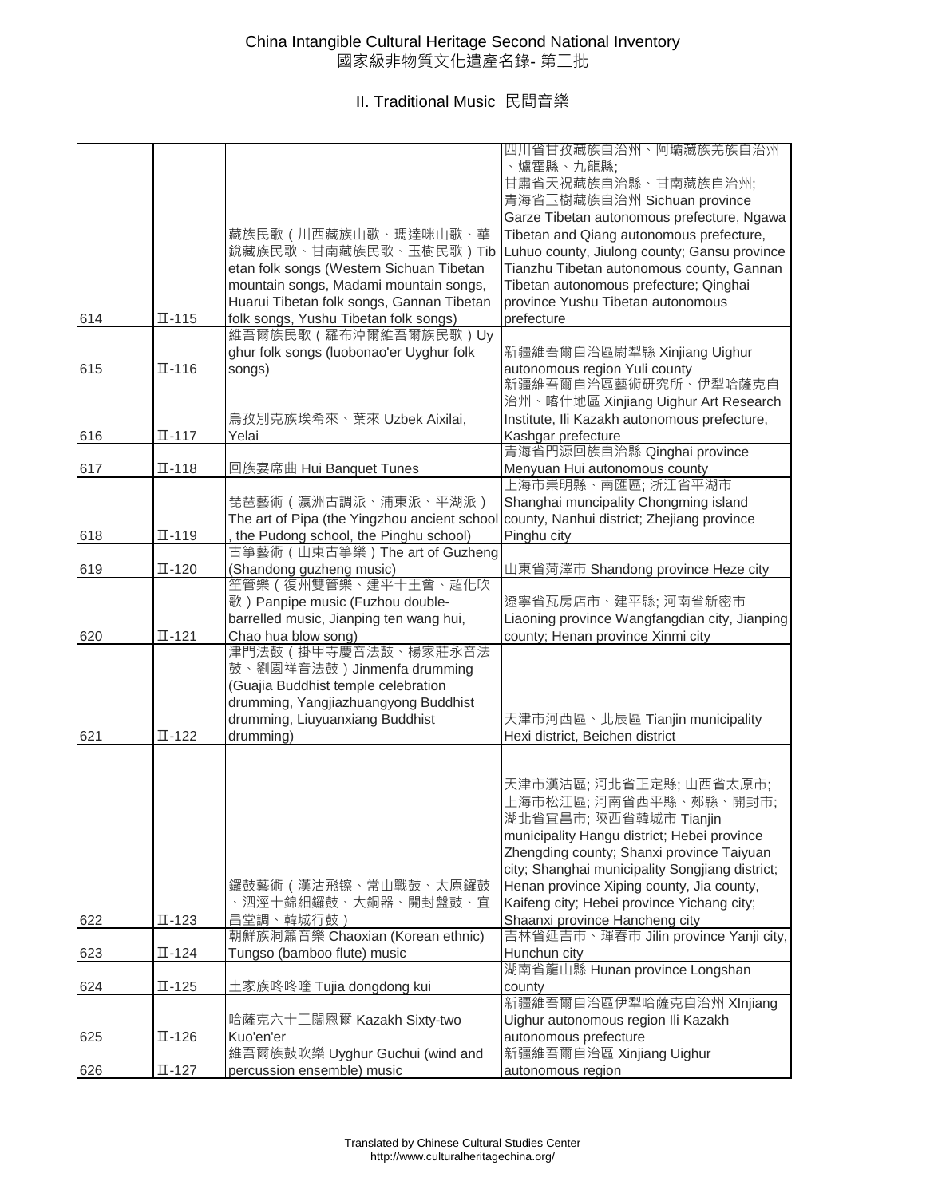China Intangible Cultural Heritage Second National Inventory
國家級非物質文化遺產名錄- 第二批

## II. Traditional Music 民間音樂

| | | | |
|---|---|---|---|
| 614 | Ⅱ-115 | 藏族民歌（川西藏族山歌、瑪達咪山歌、華銳藏族民歌、甘南藏族民歌、玉樹民歌）Tibetan folk songs (Western Sichuan Tibetan mountain songs, Madami mountain songs, Huarui Tibetan folk songs, Gannan Tibetan folk songs, Yushu Tibetan folk songs) | 四川省甘孜藏族自治州、阿壩藏族羌族自治州、爐霍縣、九龍縣; 甘肅省天祝藏族自治縣、甘南藏族自治州; 青海省玉樹藏族自治州 Sichuan province Garze Tibetan autonomous prefecture, Ngawa Tibetan and Qiang autonomous prefecture, Luhuo county, Jiulong county; Gansu province Tianzhu Tibetan autonomous county, Gannan Tibetan autonomous prefecture; Qinghai province Yushu Tibetan autonomous prefecture |
| 615 | Ⅱ-116 | 維吾爾族民歌（羅布淖爾維吾爾族民歌）Uyghur folk songs (luobonao'er Uyghur folk songs) | 新疆維吾爾自治區尉犁縣 Xinjiang Uighur autonomous region Yuli county |
| 616 | Ⅱ-117 | 烏孜別克族埃希來、葉來 Uzbek Aixilai, Yelai | 新疆維吾爾自治區藝術研究所、伊犁哈薩克自治州、喀什地區 Xinjiang Uighur Art Research Institute, Ili Kazakh autonomous prefecture, Kashgar prefecture |
| 617 | Ⅱ-118 | 回族宴席曲 Hui Banquet Tunes | 青海省門源回族自治縣 Qinghai province Menyuan Hui autonomous county |
| 618 | Ⅱ-119 | 琵琶藝術（瀛洲古調派、浦東派、平湖派）The art of Pipa (the Yingzhou ancient school, the Pudong school, the Pinghu school) | 上海市崇明縣、南匯區; 浙江省平湖市 Shanghai muncipality Chongming island county, Nanhui district; Zhejiang province Pinghu city |
| 619 | Ⅱ-120 | 古箏藝術（山東古箏樂）The art of Guzheng (Shandong guzheng music) | 山東省菏澤市 Shandong province Heze city |
| 620 | Ⅱ-121 | 笙管樂（復州雙管樂、建平十王會、超化吹歌）Panpipe music (Fuzhou double-barrelled music, Jianping ten wang hui, Chao hua blow song) | 遼寧省瓦房店市、建平縣; 河南省新密市 Liaoning province Wangfangdian city, Jianping county; Henan province Xinmi city |
| 621 | Ⅱ-122 | 津門法鼓（掛甲寺慶音法鼓、楊家莊永音法鼓、劉園祥音法鼓）Jinmenfa drumming (Guajia Buddhist temple celebration drumming, Yangjiazhuangyong Buddhist drumming, Liuyuanxiang Buddhist drumming) | 天津市河西區、北辰區 Tianjin municipality Hexi district, Beichen district |
| 622 | Ⅱ-123 | 鑼鼓藝術（漢沽飛鑔、常山戰鼓、太原鑼鼓、泗涇十錦細鑼鼓、大銅器、開封盤鼓、宜昌堂調、韓城行鼓） | 天津市漢沽區; 河北省正定縣; 山西省太原市; 上海市松江區; 河南省西平縣、郟縣、開封市; 湖北省宜昌市; 陝西省韓城市 Tianjin municipality Hangu district; Hebei province Zhengding county; Shanxi province Taiyuan city; Shanghai municipality Songjiang district; Henan province Xiping county, Jia county, Kaifeng city; Hebei province Yichang city; Shaanxi province Hancheng city |
| 623 | Ⅱ-124 | 朝鮮族洞簫音樂 Chaoxian (Korean ethnic) Tungso (bamboo flute) music | 吉林省延吉市、琿春市 Jilin province Yanji city, Hunchun city |
| 624 | Ⅱ-125 | 土家族咚咚喹 Tujia dongdong kui | 湖南省龍山縣 Hunan province Longshan county |
| 625 | Ⅱ-126 | 哈薩克六十二闊恩爾 Kazakh Sixty-two Kuo'en'er | 新疆維吾爾自治區伊犁哈薩克自治州 XInjiang Uighur autonomous region Ili Kazakh autonomous prefecture |
| 626 | Ⅱ-127 | 維吾爾族鼓吹樂 Uyghur Guchui (wind and percussion ensemble) music | 新疆維吾爾自治區 Xinjiang Uighur autonomous region |

Translated by Chinese Cultural Studies Center
http://www.culturalheritagechina.org/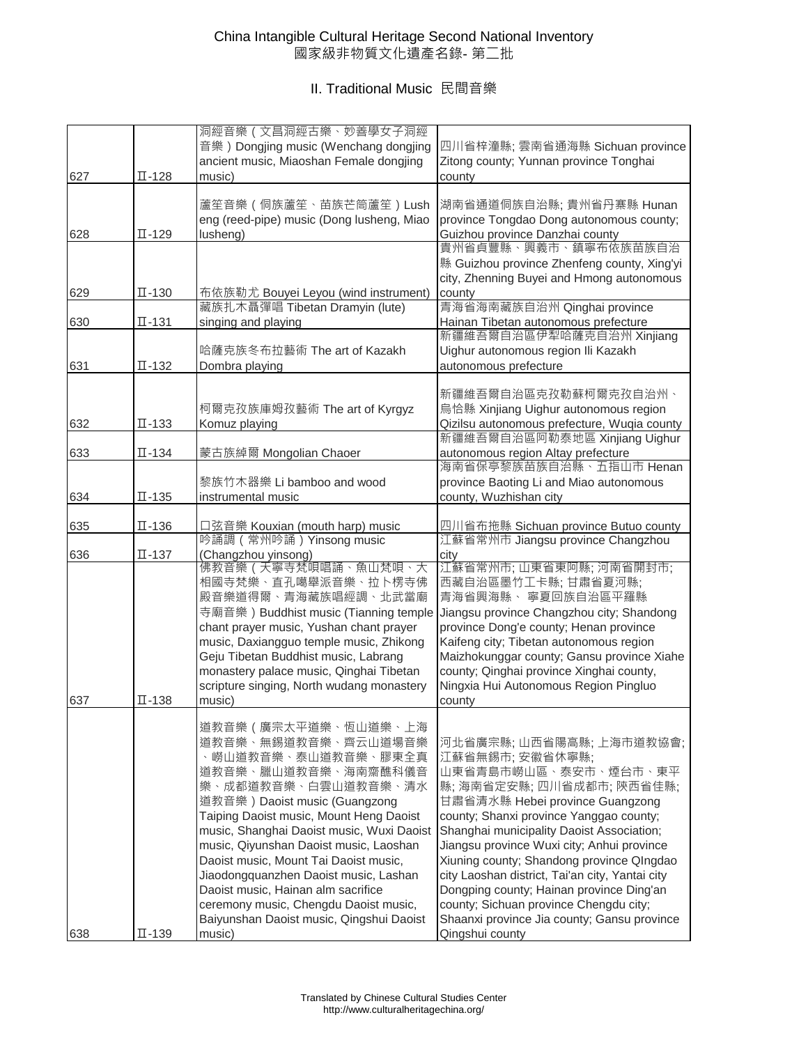# China Intangible Cultural Heritage Second National Inventory
# 國家級非物質文化遺產名錄- 第二批

## II. Traditional Music 民間音樂

| | | | |
|---|---|---|---|
| 627 | Ⅱ-128 | 洞經音樂（文昌洞經古樂、妙善學女子洞經音樂）Dongjing music (Wenchang dongjing ancient music, Miaoshan Female dongjing music) | 四川省梓潼縣; 雲南省通海縣 Sichuan province Zitong county; Yunnan province Tonghai county |
| 628 | Ⅱ-129 | 蘆笙音樂（侗族蘆笙、苗族芒筒蘆笙）Lusheng (reed-pipe) music (Dong lusheng, Miao lusheng) | 湖南省通道侗族自治縣; 貴州省丹寨縣 Hunan province Tongdao Dong autonomous county; Guizhou province Danzhai county |
| 629 | Ⅱ-130 | 布依族勒尤 Bouyei Leyou (wind instrument) | 貴州省貞豐縣、興義市、鎮寧布依族苗族自治縣 Guizhou province Zhenfeng county, Xing'yi city, Zhenning Buyei and Hmong autonomous county |
| 630 | Ⅱ-131 | 藏族扎木聶彈唱 Tibetan Dramyin (lute) singing and playing | 青海省海南藏族自治州 Qinghai province Hainan Tibetan autonomous prefecture |
| 631 | Ⅱ-132 | 哈薩克族冬布拉藝術 The art of Kazakh Dombra playing | 新疆維吾爾自治區伊犁哈薩克自治州 Xinjiang Uighur autonomous region Ili Kazakh autonomous prefecture |
| 632 | Ⅱ-133 | 柯爾克孜族庫姆孜藝術 The art of Kyrgyz Komuz playing | 新疆維吾爾自治區克孜勒蘇柯爾克孜自治州、烏恰縣 Xinjiang Uighur autonomous region Qizilsu autonomous prefecture, Wuqia county |
| 633 | Ⅱ-134 | 蒙古族綽爾 Mongolian Chaoer | 新疆維吾爾自治區阿勒泰地區 Xinjiang Uighur autonomous region Altay prefecture |
| 634 | Ⅱ-135 | 黎族竹木器樂 Li bamboo and wood instrumental music | 海南省保亭黎族苗族自治縣、五指山市 Henan province Baoting Li and Miao autonomous county, Wuzhishan city |
| 635 | Ⅱ-136 | 口弦音樂 Kouxian (mouth harp) music | 四川省布拖縣 Sichuan province Butuo county |
| 636 | Ⅱ-137 | 吟誦調（常州吟誦）Yinsong music (Changzhou yinsong) | 江蘇省常州市 Jiangsu province Changzhou city |
| 637 | Ⅱ-138 | 佛教音樂（天寧寺梵唄唱誦、魚山梵唄、大相國寺梵樂、直孔噶舉派音樂、拉卜楞寺佛殿音樂道得爾、青海藏族唱經調、北武當廟寺廟音樂）Buddhist music (Tianning temple chant prayer music, Yushan chant prayer music, Daxiangguo temple music, Zhikong Geju Tibetan Buddhist music, Labrang monastery palace music, Qinghai Tibetan scripture singing, North wudang monastery music) | 江蘇省常州市; 山東省東阿縣; 河南省開封市; 西藏自治區墨竹工卡縣; 甘肅省夏河縣; 青海省興海縣、寧夏回族自治區平羅縣 Jiangsu province Changzhou city; Shandong province Dong'e county; Henan province Kaifeng city; Tibetan autonomous region Maizhokunggar county; Gansu province Xiahe county; Qinghai province Xinghai county, Ningxia Hui Autonomous Region Pingluo county |
| 638 | Ⅱ-139 | 道教音樂（廣宗太平道樂、恆山道樂、上海道教音樂、無錫道教音樂、齊云山道場音樂、嶗山道教音樂、泰山道教音樂、膠東全真道教音樂、臘山道教音樂、海南齋醮科儀音樂、成都道教音樂、白雲山道教音樂、清水道教音樂）Daoist music (Guangzong Taiping Daoist music, Mount Heng Daoist music, Shanghai Daoist music, Wuxi Daoist music, Qiyunshan Daoist music, Laoshan Daoist music, Mount Tai Daoist music, Jiaodongquanzhen Daoist music, Lashan Daoist music, Hainan alm sacrifice ceremony music, Chengdu Daoist music, Baiyunshan Daoist music, Qingshui Daoist music) | 河北省廣宗縣; 山西省陽高縣; 上海市道教協會; 江蘇省無錫市; 安徽省休寧縣; 山東省青島市嶗山區、泰安市、煙台市、東平縣; 海南省定安縣; 四川省成都市; 陝西省佳縣; 甘肅省清水縣 Hebei province Guangzong county; Shanxi province Yanggao county; Shanghai municipality Daoist Association; Jiangsu province Wuxi city; Anhui province Xiuning county; Shandong province QIngdao city Laoshan district, Tai'an city, Yantai city Dongping county; Hainan province Ding'an county; Sichuan province Chengdu city; Shaanxi province Jia county; Gansu province Qingshui county |

Translated by Chinese Cultural Studies Center
http://www.culturalheritagechina.org/